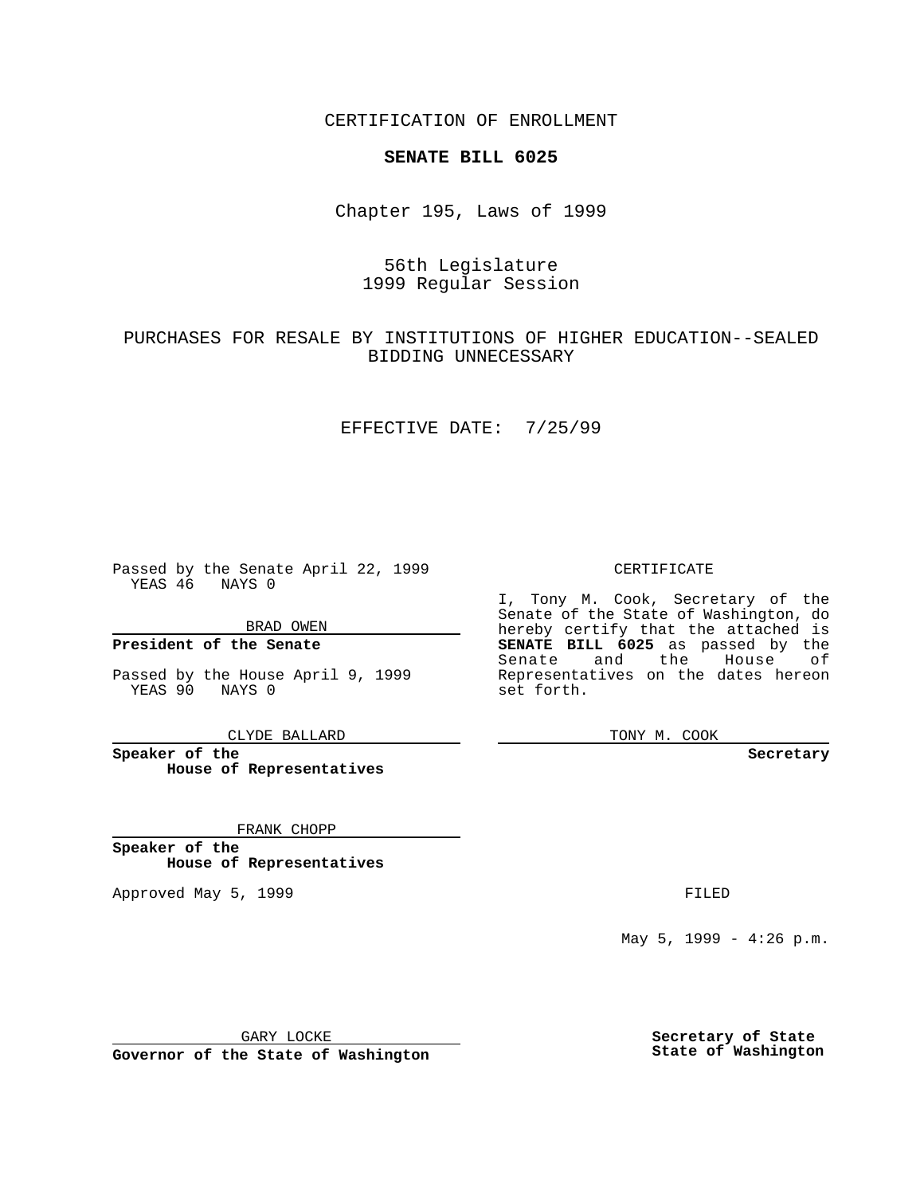CERTIFICATION OF ENROLLMENT

**SENATE BILL 6025**

Chapter 195, Laws of 1999

56th Legislature
1999 Regular Session

PURCHASES FOR RESALE BY INSTITUTIONS OF HIGHER EDUCATION--SEALED BIDDING UNNECESSARY

EFFECTIVE DATE: 7/25/99

Passed by the Senate April 22, 1999
YEAS 46 NAYS 0

BRAD OWEN

**President of the Senate**

Passed by the House April 9, 1999
YEAS 90 NAYS 0

CLYDE BALLARD

**Speaker of the House of Representatives**

FRANK CHOPP

**Speaker of the House of Representatives**

Approved May 5, 1999

GARY LOCKE

**Governor of the State of Washington**

CERTIFICATE

I, Tony M. Cook, Secretary of the Senate of the State of Washington, do hereby certify that the attached is **SENATE BILL 6025** as passed by the Senate and the House of Representatives on the dates hereon set forth.

TONY M. COOK

**Secretary**

FILED

May 5, 1999 - 4:26 p.m.

**Secretary of State**
**State of Washington**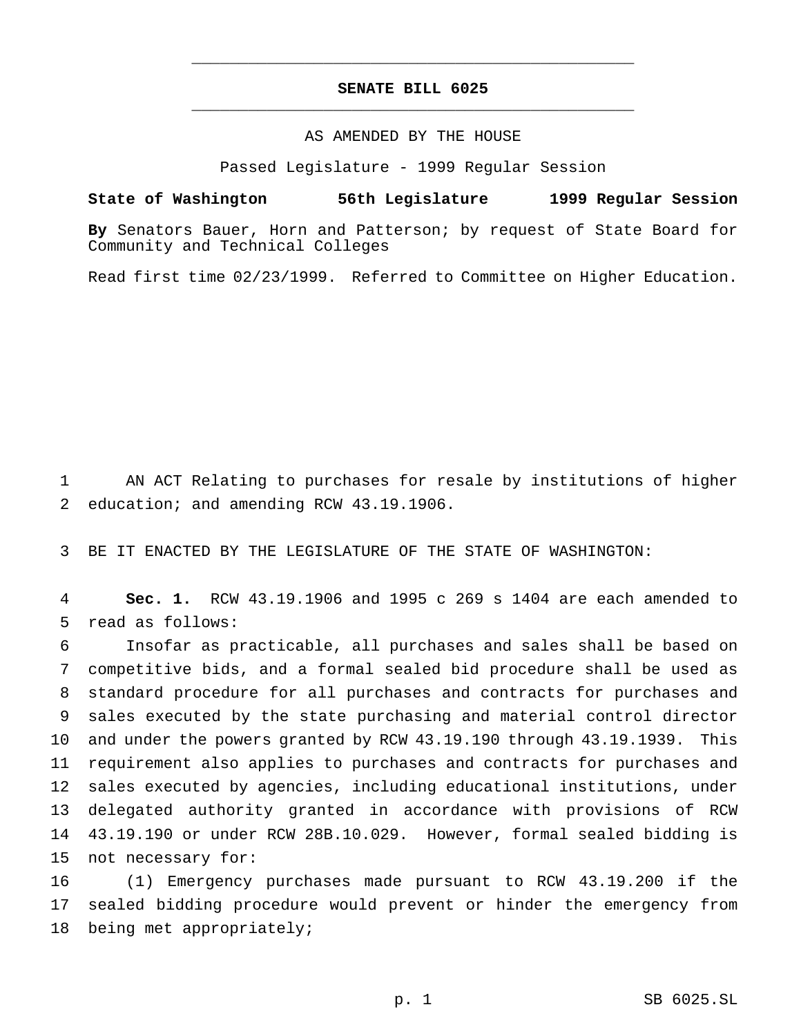# SENATE BILL 6025

AS AMENDED BY THE HOUSE

Passed Legislature - 1999 Regular Session

**State of Washington 56th Legislature 1999 Regular Session**

**By** Senators Bauer, Horn and Patterson; by request of State Board for Community and Technical Colleges

Read first time 02/23/1999. Referred to Committee on Higher Education.

1 AN ACT Relating to purchases for resale by institutions of higher
2 education; and amending RCW 43.19.1906.

3 BE IT ENACTED BY THE LEGISLATURE OF THE STATE OF WASHINGTON:

4 **Sec. 1.** RCW 43.19.1906 and 1995 c 269 s 1404 are each amended to
5 read as follows:

6 Insofar as practicable, all purchases and sales shall be based on
7 competitive bids, and a formal sealed bid procedure shall be used as
8 standard procedure for all purchases and contracts for purchases and
9 sales executed by the state purchasing and material control director
10 and under the powers granted by RCW 43.19.190 through 43.19.1939. This
11 requirement also applies to purchases and contracts for purchases and
12 sales executed by agencies, including educational institutions, under
13 delegated authority granted in accordance with provisions of RCW
14 43.19.190 or under RCW 28B.10.029. However, formal sealed bidding is
15 not necessary for:

16 (1) Emergency purchases made pursuant to RCW 43.19.200 if the
17 sealed bidding procedure would prevent or hinder the emergency from
18 being met appropriately;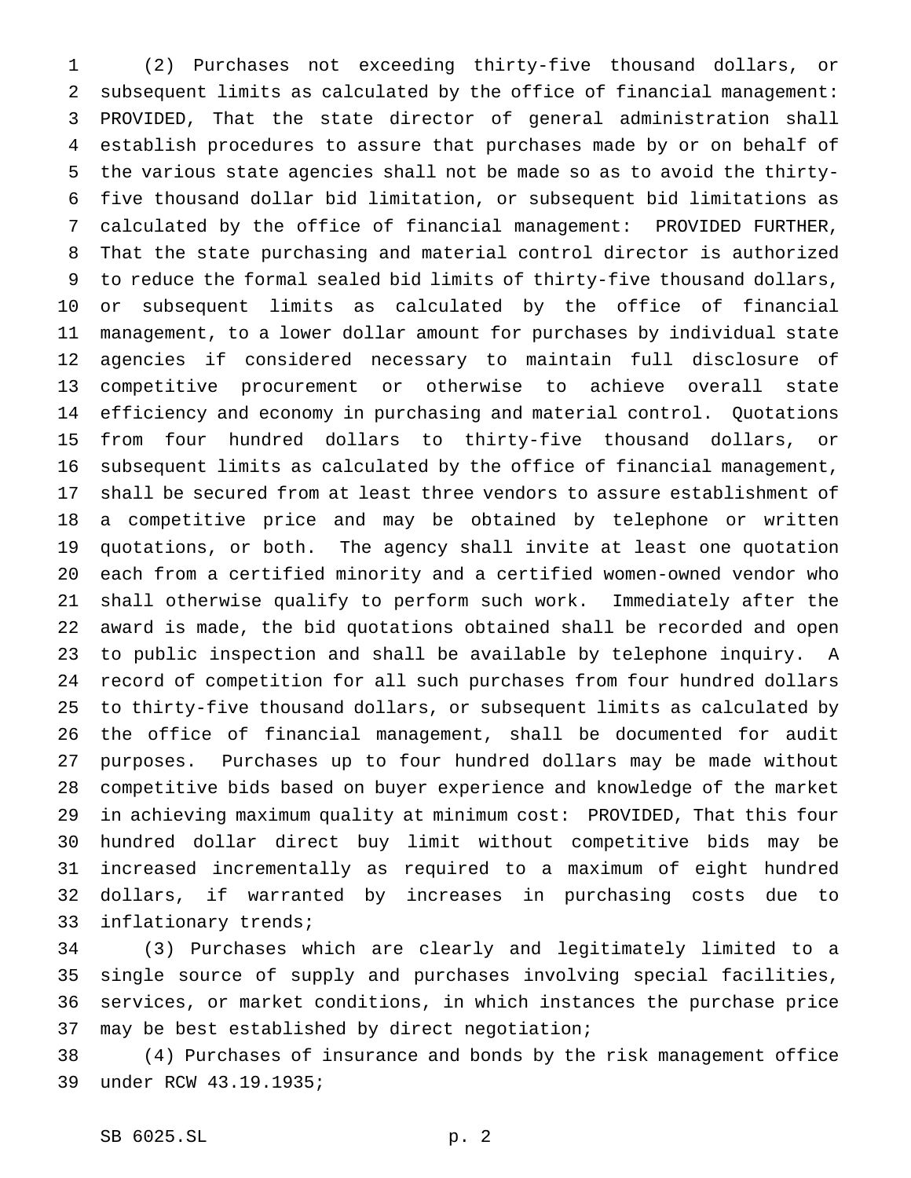(2) Purchases not exceeding thirty-five thousand dollars, or subsequent limits as calculated by the office of financial management: PROVIDED, That the state director of general administration shall establish procedures to assure that purchases made by or on behalf of the various state agencies shall not be made so as to avoid the thirty-five thousand dollar bid limitation, or subsequent bid limitations as calculated by the office of financial management: PROVIDED FURTHER, That the state purchasing and material control director is authorized to reduce the formal sealed bid limits of thirty-five thousand dollars, or subsequent limits as calculated by the office of financial management, to a lower dollar amount for purchases by individual state agencies if considered necessary to maintain full disclosure of competitive procurement or otherwise to achieve overall state efficiency and economy in purchasing and material control. Quotations from four hundred dollars to thirty-five thousand dollars, or subsequent limits as calculated by the office of financial management, shall be secured from at least three vendors to assure establishment of a competitive price and may be obtained by telephone or written quotations, or both. The agency shall invite at least one quotation each from a certified minority and a certified women-owned vendor who shall otherwise qualify to perform such work. Immediately after the award is made, the bid quotations obtained shall be recorded and open to public inspection and shall be available by telephone inquiry. A record of competition for all such purchases from four hundred dollars to thirty-five thousand dollars, or subsequent limits as calculated by the office of financial management, shall be documented for audit purposes. Purchases up to four hundred dollars may be made without competitive bids based on buyer experience and knowledge of the market in achieving maximum quality at minimum cost: PROVIDED, That this four hundred dollar direct buy limit without competitive bids may be increased incrementally as required to a maximum of eight hundred dollars, if warranted by increases in purchasing costs due to inflationary trends;

(3) Purchases which are clearly and legitimately limited to a single source of supply and purchases involving special facilities, services, or market conditions, in which instances the purchase price may be best established by direct negotiation;

(4) Purchases of insurance and bonds by the risk management office under RCW 43.19.1935;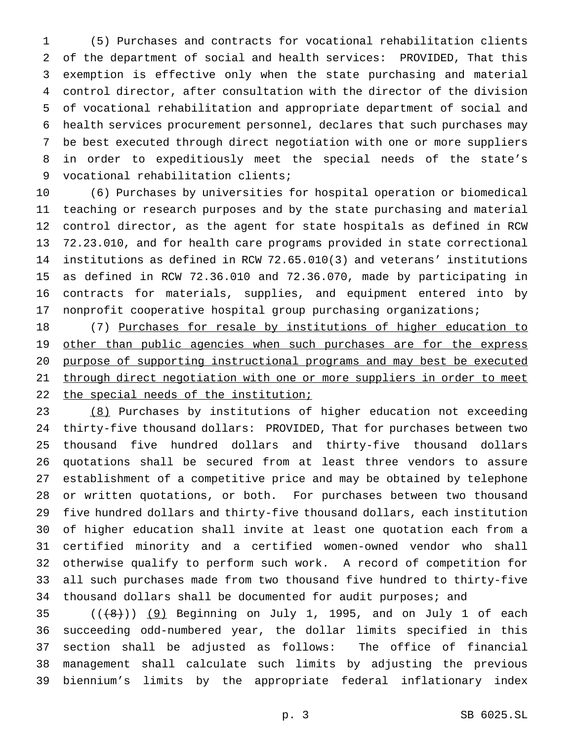(5) Purchases and contracts for vocational rehabilitation clients of the department of social and health services: PROVIDED, That this exemption is effective only when the state purchasing and material control director, after consultation with the director of the division of vocational rehabilitation and appropriate department of social and health services procurement personnel, declares that such purchases may be best executed through direct negotiation with one or more suppliers in order to expeditiously meet the special needs of the state's vocational rehabilitation clients;

(6) Purchases by universities for hospital operation or biomedical teaching or research purposes and by the state purchasing and material control director, as the agent for state hospitals as defined in RCW 72.23.010, and for health care programs provided in state correctional institutions as defined in RCW 72.65.010(3) and veterans' institutions as defined in RCW 72.36.010 and 72.36.070, made by participating in contracts for materials, supplies, and equipment entered into by nonprofit cooperative hospital group purchasing organizations;

(7) <u>Purchases for resale by institutions of higher education to other than public agencies when such purchases are for the express purpose of supporting instructional programs and may best be executed through direct negotiation with one or more suppliers in order to meet the special needs of the institution;</u>

<u>(8)</u> Purchases by institutions of higher education not exceeding thirty-five thousand dollars: PROVIDED, That for purchases between two thousand five hundred dollars and thirty-five thousand dollars quotations shall be secured from at least three vendors to assure establishment of a competitive price and may be obtained by telephone or written quotations, or both. For purchases between two thousand five hundred dollars and thirty-five thousand dollars, each institution of higher education shall invite at least one quotation each from a certified minority and a certified women-owned vendor who shall otherwise qualify to perform such work. A record of competition for all such purchases made from two thousand five hundred to thirty-five thousand dollars shall be documented for audit purposes; and

((~~(8)~~)) <u>(9)</u> Beginning on July 1, 1995, and on July 1 of each succeeding odd-numbered year, the dollar limits specified in this section shall be adjusted as follows: The office of financial management shall calculate such limits by adjusting the previous biennium's limits by the appropriate federal inflationary index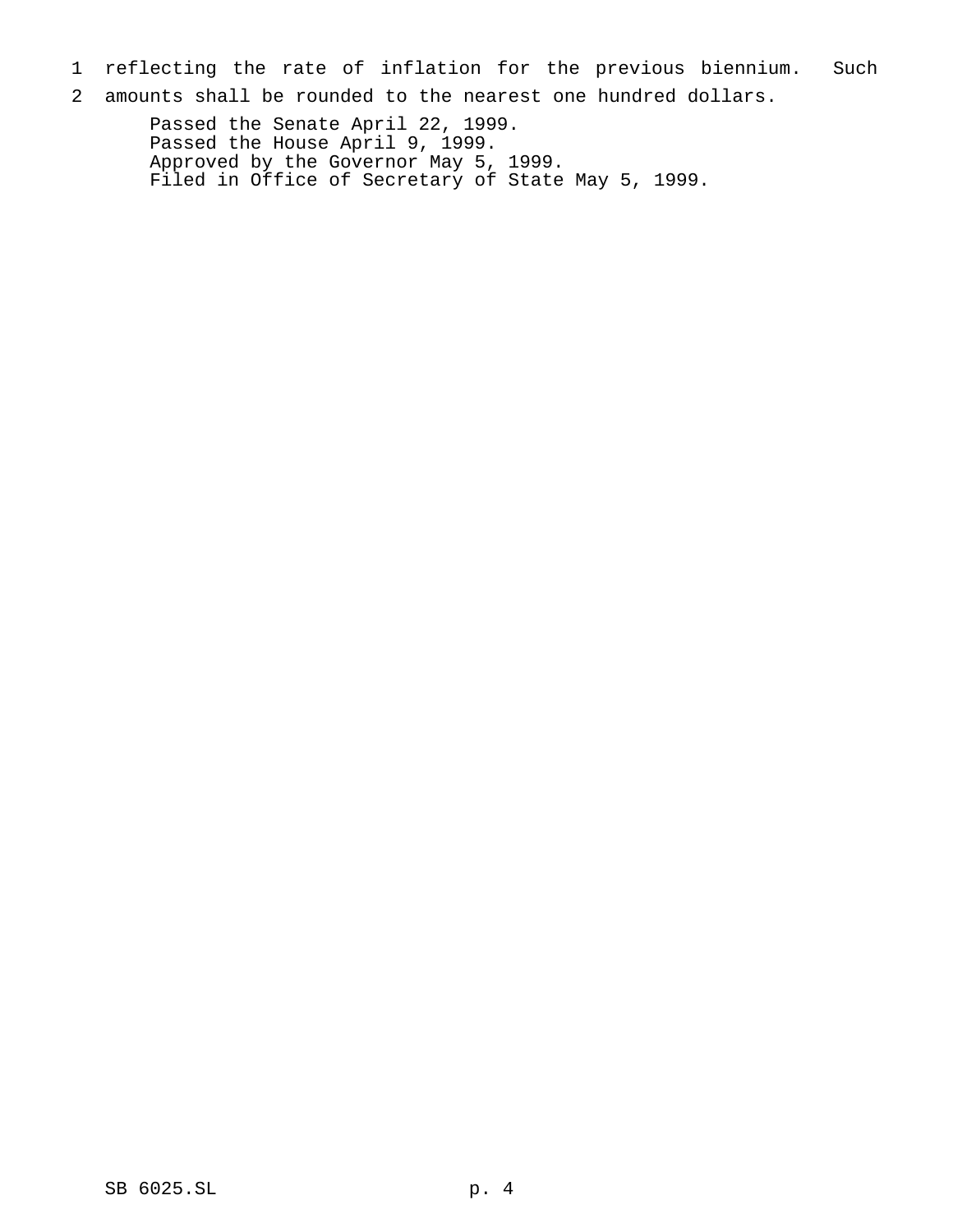reflecting the rate of inflation for the previous biennium. Such amounts shall be rounded to the nearest one hundred dollars.

Passed the Senate April 22, 1999.
Passed the House April 9, 1999.
Approved by the Governor May 5, 1999.
Filed in Office of Secretary of State May 5, 1999.